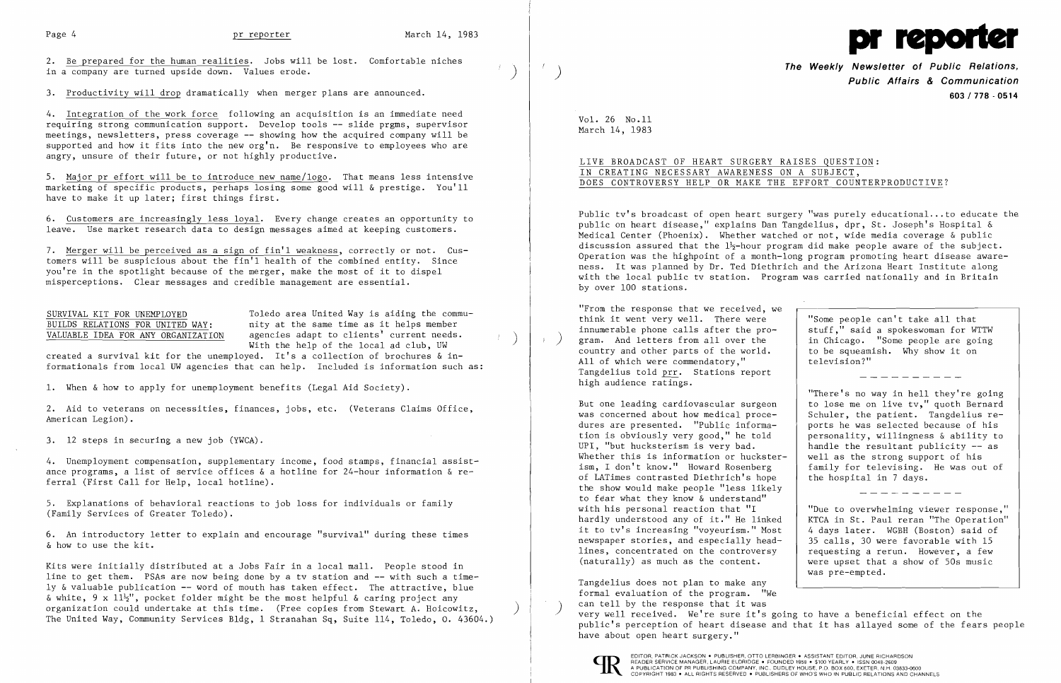2. Be prepared for the human realities. Jobs will be lost. Comfortable niches in a company are turned upside down. Values erode.

3. Productivity will drop dramatically when merger plans are announced.

4. Integration of the work force following an acquisition is an immediate need requiring strong communication support. Develop tools -- slide prgms, supervisor meetings, newsletters, press coverage -- showing how the acquired company will be supported and how it fits into the new org'n. Be responsive to employees who are angry, unsure of their future, or not highly productive.

5. Major pr effort will be to introduce new name/logo. That means less intensive marketing of specific products, perhaps losing some good will & prestige. You'll have to make it up later; first things first.

6. Customers are increasingly less loyal. Every change creates an opportunity to leave. Use market research data to design messages aimed at keeping customers.

7. Merger will be perceived as a sign of fin'l weakness, correctly or not. Customers will be suspicious about the fin'l health of the combined entity. Since you're in the spotlight because of the merger, make the most of it to dispel misperceptions. Clear messages and credible management are essential.

SURVIVAL KIT FOR UNEMPLOYED BUILDS RELATIONS FOR UNITED WAY: VALUABLE IDEA FOR ANY ORGANIZATION

Toledo area United Way is aiding the community at the same time as it helps member agencies adapt to clients' current needs. With the help of the local ad club, UW created a survival kit for the unemployed. It's a collection of brochures & informationals from local UW agencies that can help. Included is information such as:

1. When & how to apply for unemployment benefits (Legal Aid Society).

2. Aid to veterans on necessities, finances, jobs, etc. (Veterans Claims Office, American Legion).

3. 12 steps in securing a new job (YWCA).

4. Unemployment compensation, supplementary income, food stamps, financial assistance programs, a list of service offices & a hotline for 24-hour information & referral (First Call for Help, local hotline).

5. Explanations of behavioral reactions to job loss for individuals or family (Family Services of Greater Toledo).

6. An introductory letter to explain and encourage "survival" during these times & how to use the kit.

Kits were initially distributed at a Jobs Fair in a local mall. People stood in line to get them. PSAs are now being done by a tv station and -- with such a timely & valuable publication -- word of mouth has taken effect. The attractive, blue & white, 9 x 11½", pocket folder might be the most helpful & caring project any organization could undertake at this time. (Free copies from Stewart A. Hoicowitz, The United Way, Community Services Bldg, 1 Stranahan Sq, Suite 114, Toledo, O. 43604.)

# pr reporter

**The Weekly Newsletter of Public Relations, Public Affairs & Communication**

**603 / 778 - 0514**

Vol. 26 No.11
March 14, 1983

## LIVE BROADCAST OF HEART SURGERY RAISES QUESTION: IN CREATING NECESSARY AWARENESS ON A SUBJECT, DOES CONTROVERSY HELP OR MAKE THE EFFORT COUNTERPRODUCTIVE?

Public tv's broadcast of open heart surgery "was purely educational...to educate the public on heart disease," explains Dan Tangdelius, dpr, St. Joseph's Hospital & Medical Center (Phoenix). Whether watched or not, wide media coverage & public discussion assured that the 1½-hour program did make people aware of the subject. Operation was the highpoint of a month-long program promoting heart disease awareness. It was planned by Dr. Ted Diethrich and the Arizona Heart Institute along with the local public tv station. Program was carried nationally and in Britain by over 100 stations.

"From the response that we received, we think it went very well. There were innumerable phone calls after the program. And letters from all over the country and other parts of the world. All of which were commendatory," Tangdelius told prr. Stations report high audience ratings.

But one leading cardiovascular surgeon was concerned about how medical procedures are presented. "Public information is obviously very good," he told UPI, "but hucksterism is very bad. Whether this is information or hucksterism, I don't know." Howard Rosenberg of LATimes contrasted Diethrich's hope the show would make people "less likely to fear what they know & understand" with his personal reaction that "I hardly understood any of it." He linked it to tv's increasing "voyeurism." Most newspaper stories, and especially headlines, concentrated on the controversy (naturally) as much as the content.

Tangdelius does not plan to make any formal evaluation of the program. "We can tell by the response that it was very well received. We're sure it's going to have a beneficial effect on the public's perception of heart disease and that it has allayed some of the fears people have about open heart surgery."

> "Some people can't take all that stuff," said a spokeswoman for WTTW in Chicago. "Some people are going to be squeamish. Why show it on television?"
>
> ---
>
> "There's no way in hell they're going to lose me on live tv," quoth Bernard Schuler, the patient. Tangdelius reports he was selected because of his personality, willingness & ability to handle the resultant publicity -- as well as the strong support of his family for televising. He was out of the hospital in 7 days.
>
> ---
>
> "Due to overwhelming viewer response," KTCA in St. Paul reran "The Operation" 4 days later. WGBH (Boston) said of 35 calls, 30 were favorable with 15 requesting a rerun. However, a few were upset that a show of 50s music was pre-empted.

EDITOR, PATRICK JACKSON • PUBLISHER, OTTO LERBINGER • ASSISTANT EDITOR, JUNE RICHARDSON
READER SERVICE MANAGER, LAURIE ELDRIDGE • FOUNDED 1958 • $100 YEARLY • ISSN 0048-2609
A PUBLICATION OF PR PUBLISHING COMPANY, INC., DUDLEY HOUSE, P.O. BOX 600, EXETER, N.H. 03833-0600
COPYRIGHT 1983 • ALL RIGHTS RESERVED • PUBLISHERS OF WHO'S WHO IN PUBLIC RELATIONS AND CHANNELS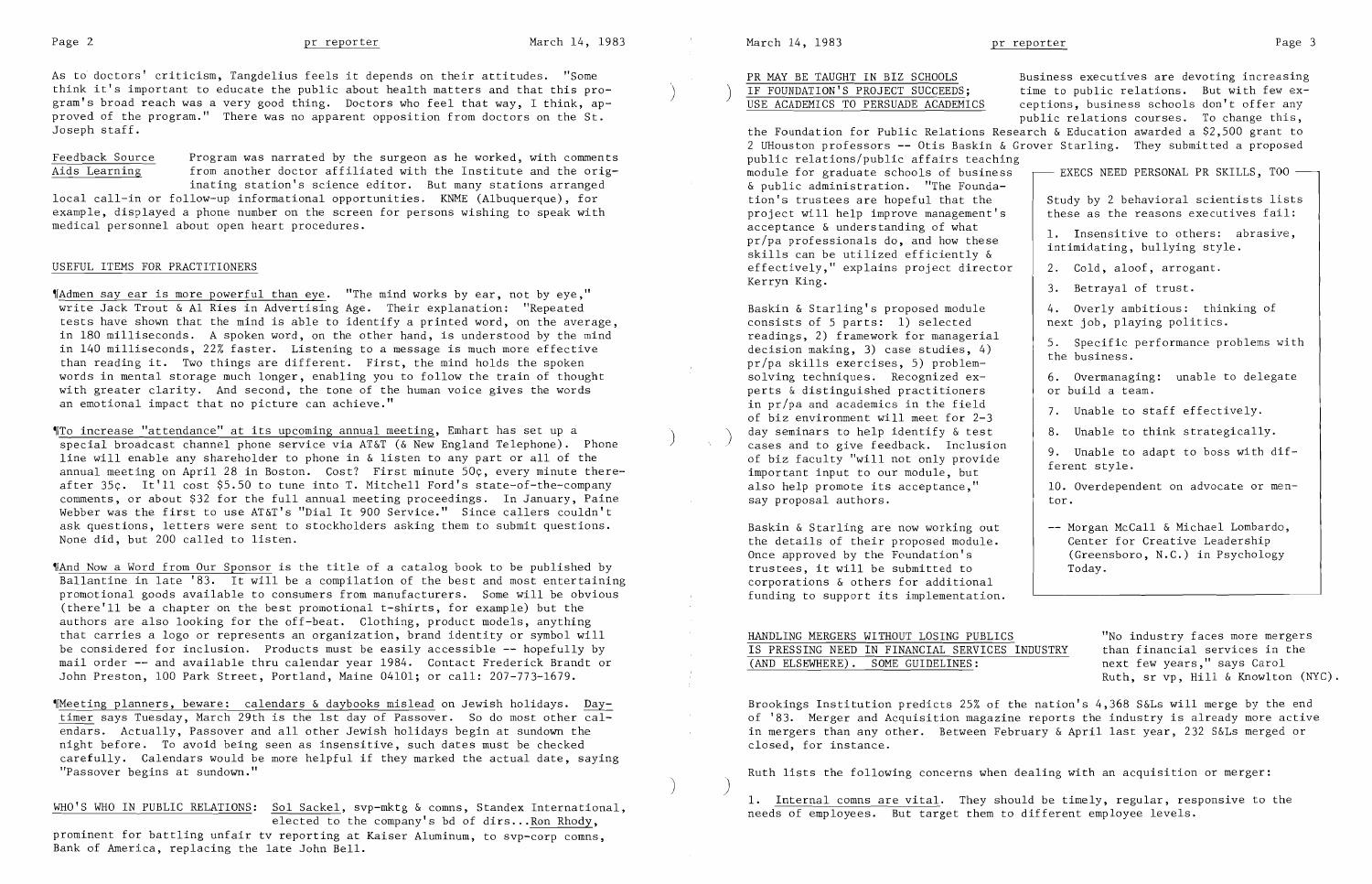As to doctors' criticism, Tangdelius feels it depends on their attitudes. "Some think it's important to educate the public about health matters and that this program's broad reach was a very good thing. Doctors who feel that way, I think, approved of the program." There was no apparent opposition from doctors on the St. Joseph staff.

Feedback Source Aids Learning — Program was narrated by the surgeon as he worked, with comments from another doctor affiliated with the Institute and the originating station's science editor. But many stations arranged local call-in or follow-up informational opportunities. KNME (Albuquerque), for example, displayed a phone number on the screen for persons wishing to speak with medical personnel about open heart procedures.

## USEFUL ITEMS FOR PRACTITIONERS

¶Admen say ear is more powerful than eye. "The mind works by ear, not by eye," write Jack Trout & Al Ries in Advertising Age. Their explanation: "Repeated tests have shown that the mind is able to identify a printed word, on the average, in 180 milliseconds. A spoken word, on the other hand, is understood by the mind in 140 milliseconds, 22% faster. Listening to a message is much more effective than reading it. Two things are different. First, the mind holds the spoken words in mental storage much longer, enabling you to follow the train of thought with greater clarity. And second, the tone of the human voice gives the words an emotional impact that no picture can achieve."

¶To increase "attendance" at its upcoming annual meeting, Emhart has set up a special broadcast channel phone service via AT&T (& New England Telephone). Phone line will enable any shareholder to phone in & listen to any part or all of the annual meeting on April 28 in Boston. Cost? First minute 50¢, every minute thereafter 35¢. It'll cost $5.50 to tune into T. Mitchell Ford's state-of-the-company comments, or about $32 for the full annual meeting proceedings. In January, Paine Webber was the first to use AT&T's "Dial It 900 Service." Since callers couldn't ask questions, letters were sent to stockholders asking them to submit questions. None did, but 200 called to listen.

¶And Now a Word from Our Sponsor is the title of a catalog book to be published by Ballantine in late '83. It will be a compilation of the best and most entertaining promotional goods available to consumers from manufacturers. Some will be obvious (there'll be a chapter on the best promotional t-shirts, for example) but the authors are also looking for the off-beat. Clothing, product models, anything that carries a logo or represents an organization, brand identity or symbol will be considered for inclusion. Products must be easily accessible -- hopefully by mail order -- and available thru calendar year 1984. Contact Frederick Brandt or John Preston, 100 Park Street, Portland, Maine 04101; or call: 207-773-1679.

¶Meeting planners, beware: calendars & daybooks mislead on Jewish holidays. Day-timer says Tuesday, March 29th is the 1st day of Passover. So do most other calendars. Actually, Passover and all other Jewish holidays begin at sundown the night before. To avoid being seen as insensitive, such dates must be checked carefully. Calendars would be more helpful if they marked the actual date, saying "Passover begins at sundown."

WHO'S WHO IN PUBLIC RELATIONS: Sol Sackel, svp-mktg & comns, Standex International, elected to the company's bd of dirs...Ron Rhody, prominent for battling unfair tv reporting at Kaiser Aluminum, to svp-corp comns, Bank of America, replacing the late John Bell.

## PR MAY BE TAUGHT IN BIZ SCHOOLS IF FOUNDATION'S PROJECT SUCCEEDS; USE ACADEMICS TO PERSUADE ACADEMICS

Business executives are devoting increasing time to public relations. But with few exceptions, business schools don't offer any public relations courses. To change this, the Foundation for Public Relations Research & Education awarded a $2,500 grant to 2 UHouston professors -- Otis Baskin & Grover Starling. They submitted a proposed public relations/public affairs teaching module for graduate schools of business & public administration. "The Foundation's trustees are hopeful that the project will help improve management's acceptance & understanding of what pr/pa professionals do, and how these skills can be utilized efficiently & effectively," explains project director Kerryn King.

Baskin & Starling's proposed module consists of 5 parts: 1) selected readings, 2) framework for managerial decision making, 3) case studies, 4) pr/pa skills exercises, 5) problem-solving techniques. Recognized experts & distinguished practitioners in pr/pa and academics in the field of biz environment will meet for 2-3 day seminars to help identify & test cases and to give feedback. Inclusion of biz faculty "will not only provide important input to our module, but also help promote its acceptance," say proposal authors.

Baskin & Starling are now working out the details of their proposed module. Once approved by the Foundation's trustees, it will be submitted to corporations & others for additional funding to support its implementation.

### EXECS NEED PERSONAL PR SKILLS, TOO

Study by 2 behavioral scientists lists these as the reasons executives fail:

1. Insensitive to others: abrasive, intimidating, bullying style.
2. Cold, aloof, arrogant.
3. Betrayal of trust.
4. Overly ambitious: thinking of next job, playing politics.
5. Specific performance problems with the business.
6. Overmanaging: unable to delegate or build a team.
7. Unable to staff effectively.
8. Unable to think strategically.
9. Unable to adapt to boss with different style.
10. Overdependent on advocate or mentor.

-- Morgan McCall & Michael Lombardo, Center for Creative Leadership (Greensboro, N.C.) in Psychology Today.

## HANDLING MERGERS WITHOUT LOSING PUBLICS IS PRESSING NEED IN FINANCIAL SERVICES INDUSTRY (AND ELSEWHERE). SOME GUIDELINES:

"No industry faces more mergers than financial services in the next few years," says Carol Ruth, sr vp, Hill & Knowlton (NYC).

Brookings Institution predicts 25% of the nation's 4,368 S&Ls will merge by the end of '83. Merger and Acquisition magazine reports the industry is already more active in mergers than any other. Between February & April last year, 232 S&Ls merged or closed, for instance.

Ruth lists the following concerns when dealing with an acquisition or merger:

1. Internal comns are vital. They should be timely, regular, responsive to the needs of employees. But target them to different employee levels.